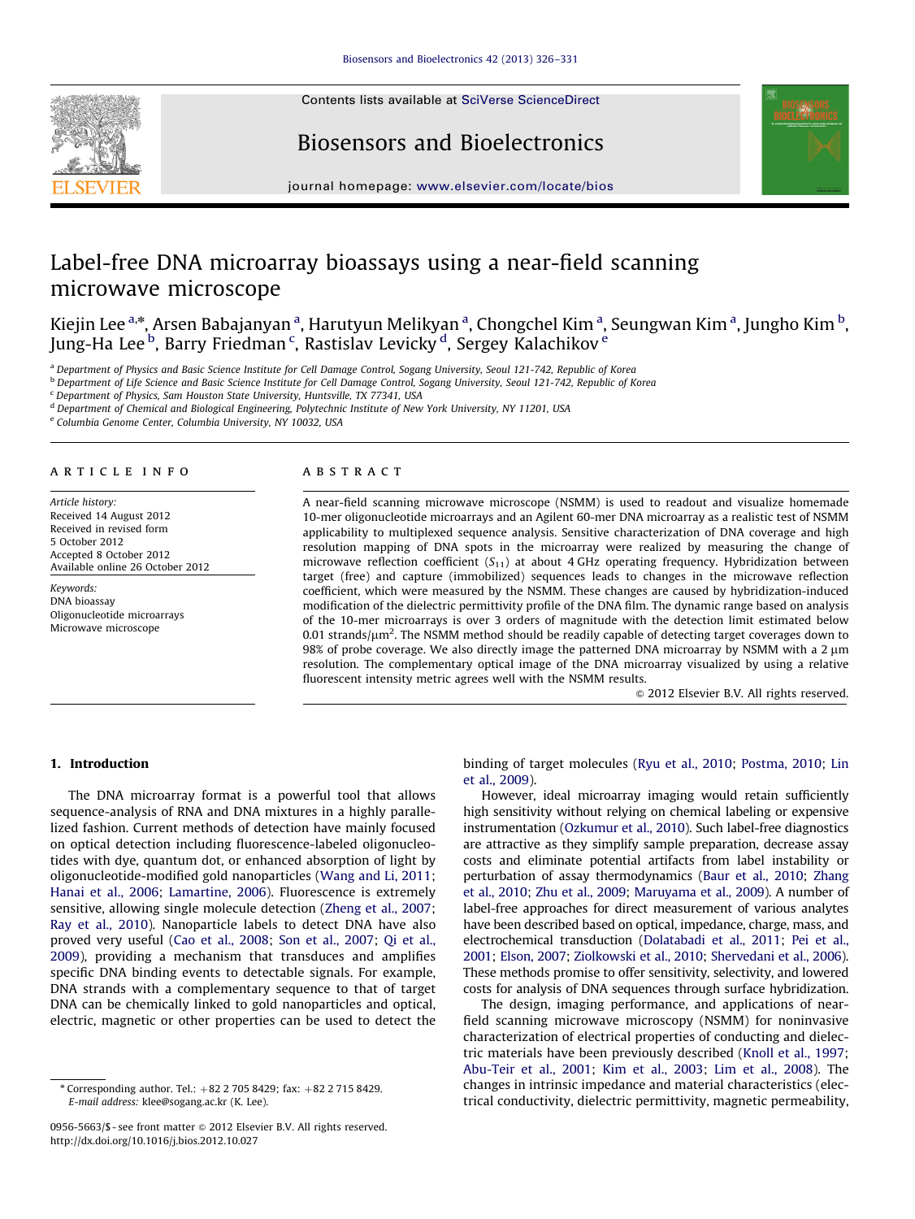# Label-free DNA microarray bioassays using a near-field scanning microwave microscope

Kiejin Lee [a,*], Arsen Babajanyan [a], Harutyun Melikyan [a], Chongchel Kim [a], Seungwan Kim [a], Jungho Kim [b], Jung-Ha Lee [b], Barry Friedman [c], Rastislav Levicky [d], Sergey Kalachikov [e]

[a] Department of Physics and Basic Science Institute for Cell Damage Control, Sogang University, Seoul 121-742, Republic of Korea
[b] Department of Life Science and Basic Science Institute for Cell Damage Control, Sogang University, Seoul 121-742, Republic of Korea
[c] Department of Physics, Sam Houston State University, Huntsville, TX 77341, USA
[d] Department of Chemical and Biological Engineering, Polytechnic Institute of New York University, NY 11201, USA
[e] Columbia Genome Center, Columbia University, NY 10032, USA

## ARTICLE INFO

*Article history:*
Received 14 August 2012
Received in revised form
5 October 2012
Accepted 8 October 2012
Available online 26 October 2012

*Keywords:*
DNA bioassay
Oligonucleotide microarrays
Microwave microscope

## ABSTRACT

A near-field scanning microwave microscope (NSMM) is used to readout and visualize homemade 10-mer oligonucleotide microarrays and an Agilent 60-mer DNA microarray as a realistic test of NSMM applicability to multiplexed sequence analysis. Sensitive characterization of DNA coverage and high resolution mapping of DNA spots in the microarray were realized by measuring the change of microwave reflection coefficient ($S_{11}$) at about 4 GHz operating frequency. Hybridization between target (free) and capture (immobilized) sequences leads to changes in the microwave reflection coefficient, which were measured by the NSMM. These changes are caused by hybridization-induced modification of the dielectric permittivity profile of the DNA film. The dynamic range based on analysis of the 10-mer microarrays is over 3 orders of magnitude with the detection limit estimated below 0.01 strands/$\mu m^2$. The NSMM method should be readily capable of detecting target coverages down to 98% of probe coverage. We also directly image the patterned DNA microarray by NSMM with a 2 $\mu$m resolution. The complementary optical image of the DNA microarray visualized by using a relative fluorescent intensity metric agrees well with the NSMM results.

© 2012 Elsevier B.V. All rights reserved.

## 1. Introduction

The DNA microarray format is a powerful tool that allows sequence-analysis of RNA and DNA mixtures in a highly parallelized fashion. Current methods of detection have mainly focused on optical detection including fluorescence-labeled oligonucleotides with dye, quantum dot, or enhanced absorption of light by oligonucleotide-modified gold nanoparticles (Wang and Li, 2011; Hanai et al., 2006; Lamartine, 2006). Fluorescence is extremely sensitive, allowing single molecule detection (Zheng et al., 2007; Ray et al., 2010). Nanoparticle labels to detect DNA have also proved very useful (Cao et al., 2008; Son et al., 2007; Qi et al., 2009), providing a mechanism that transduces and amplifies specific DNA binding events to detectable signals. For example, DNA strands with a complementary sequence to that of target DNA can be chemically linked to gold nanoparticles and optical, electric, magnetic or other properties can be used to detect the binding of target molecules (Ryu et al., 2010; Postma, 2010; Lin et al., 2009).

However, ideal microarray imaging would retain sufficiently high sensitivity without relying on chemical labeling or expensive instrumentation (Ozkumur et al., 2010). Such label-free diagnostics are attractive as they simplify sample preparation, decrease assay costs and eliminate potential artifacts from label instability or perturbation of assay thermodynamics (Baur et al., 2010; Zhang et al., 2010; Zhu et al., 2009; Maruyama et al., 2009). A number of label-free approaches for direct measurement of various analytes have been described based on optical, impedance, charge, mass, and electrochemical transduction (Dolatabadi et al., 2011; Pei et al., 2001; Elson, 2007; Ziolkowski et al., 2010; Shervedani et al., 2006). These methods promise to offer sensitivity, selectivity, and lowered costs for analysis of DNA sequences through surface hybridization.

The design, imaging performance, and applications of near-field scanning microwave microscopy (NSMM) for noninvasive characterization of electrical properties of conducting and dielectric materials have been previously described (Knoll et al., 1997; Abu-Teir et al., 2001; Kim et al., 2003; Lim et al., 2008). The changes in intrinsic impedance and material characteristics (electrical conductivity, dielectric permittivity, magnetic permeability,

* Corresponding author. Tel.: +82 2 705 8429; fax: +82 2 715 8429.
E-mail address: klee@sogang.ac.kr (K. Lee).

0956-5663/$ - see front matter © 2012 Elsevier B.V. All rights reserved.
http://dx.doi.org/10.1016/j.bios.2012.10.027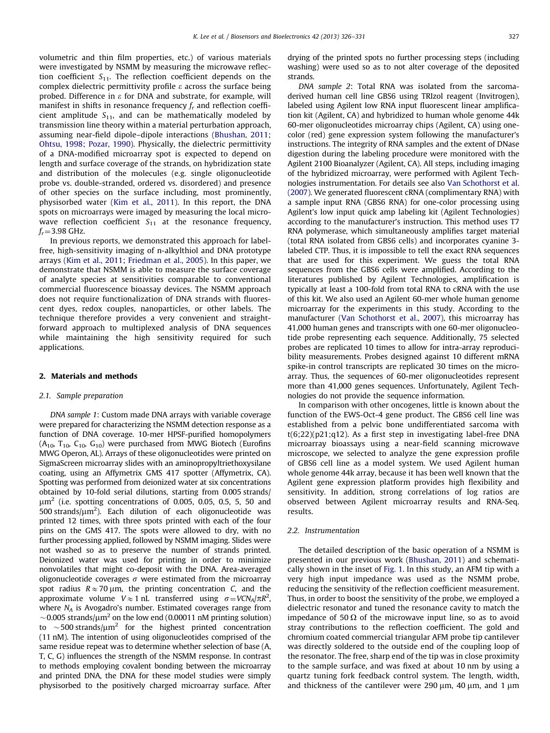volumetric and thin film properties, etc.) of various materials were investigated by NSMM by measuring the microwave reflection coefficient $S_{11}$. The reflection coefficient depends on the complex dielectric permittivity profile $\varepsilon$ across the surface being probed. Difference in $\varepsilon$ for DNA and substrate, for example, will manifest in shifts in resonance frequency $f_r$ and reflection coefficient amplitude $S_{11}$, and can be mathematically modeled by transmission line theory within a material perturbation approach, assuming near-field dipole–dipole interactions (Bhushan, 2011; Ohtsu, 1998; Pozar, 1990). Physically, the dielectric permittivity of a DNA-modified microarray spot is expected to depend on length and surface coverage of the strands, on hybridization state and distribution of the molecules (e.g. single oligonucleotide probe vs. double-stranded, ordered vs. disordered) and presence of other species on the surface including, most prominently, physisorbed water (Kim et al., 2011). In this report, the DNA spots on microarrays were imaged by measuring the local microwave reflection coefficient $S_{11}$ at the resonance frequency, $f_r = 3.98$ GHz.

In previous reports, we demonstrated this approach for label-free, high-sensitivity imaging of n-alkylthiol and DNA prototype arrays (Kim et al., 2011; Friedman et al., 2005). In this paper, we demonstrate that NSMM is able to measure the surface coverage of analyte species at sensitivities comparable to conventional commercial fluorescence bioassay devices. The NSMM approach does not require functionalization of DNA strands with fluorescent dyes, redox couples, nanoparticles, or other labels. The technique therefore provides a very convenient and straightforward approach to multiplexed analysis of DNA sequences while maintaining the high sensitivity required for such applications.

## 2. Materials and methods

### 2.1. Sample preparation

*DNA sample 1*: Custom made DNA arrays with variable coverage were prepared for characterizing the NSMM detection response as a function of DNA coverage. 10-mer HPSF-purified homopolymers ($A_{10}$, $T_{10}$, $C_{10}$, $G_{10}$) were purchased from MWG Biotech (Eurofins MWG Operon, AL). Arrays of these oligonucleotides were printed on SigmaScreen microarray slides with an aminopropyltriethoxysilane coating, using an Affymetrix GMS 417 spotter (Affymetrix, CA). Spotting was performed from deionized water at six concentrations obtained by 10-fold serial dilutions, starting from 0.005 strands/$\mu m^2$ (i.e. spotting concentrations of 0.005, 0.05, 0.5, 5, 50 and 500 strands/$\mu m^2$). Each dilution of each oligonucleotide was printed 12 times, with three spots printed with each of the four pins on the GMS 417. The spots were allowed to dry, with no further processing applied, followed by NSMM imaging. Slides were not washed so as to preserve the number of strands printed. Deionized water was used for printing in order to minimize nonvolatiles that might co-deposit with the DNA. Area-averaged oligonucleotide coverages $\sigma$ were estimated from the microarray spot radius $R \approx 70\ \mu m$, the printing concentration $C$, and the approximate volume $V \approx 1$ nL transferred using $\sigma = VCN_A/\pi R^2$, where $N_A$ is Avogadro's number. Estimated coverages range from ~0.005 strands/$\mu m^2$ on the low end (0.00011 nM printing solution) to ~500 strands/$\mu m^2$ for the highest printed concentration (11 nM). The intention of using oligonucleotides comprised of the same residue repeat was to determine whether selection of base (A, T, C, G) influences the strength of the NSMM response. In contrast to methods employing covalent bonding between the microarray and printed DNA, the DNA for these model studies were simply physisorbed to the positively charged microarray surface. After drying of the printed spots no further processing steps (including washing) were used so as to not alter coverage of the deposited strands.

*DNA sample 2*: Total RNA was isolated from the sarcoma-derived human cell line GBS6 using TRIzol reagent (Invitrogen), labeled using Agilent low RNA input fluorescent linear amplification kit (Agilent, CA) and hybridized to human whole genome 44k 60-mer oligonucleotides microarray chips (Agilent, CA) using one-color (red) gene expression system following the manufacturer's instructions. The integrity of RNA samples and the extent of DNase digestion during the labeling procedure were monitored with the Agilent 2100 Bioanalyzer (Agilent, CA). All steps, including imaging of the hybridized microarray, were performed with Agilent Technologies instrumentation. For details see also Van Schothorst et al. (2007). We generated fluorescent cRNA (complimentary RNA) with a sample input RNA (GBS6 RNA) for one-color processing using Agilent's low input quick amp labeling kit (Agilent Technologies) according to the manufacturer's instruction. This method uses T7 RNA polymerase, which simultaneously amplifies target material (total RNA isolated from GBS6 cells) and incorporates cyanine 3-labeled CTP. Thus, it is impossible to tell the exact RNA sequences that are used for this experiment. We guess the total RNA sequences from the GBS6 cells were amplified. According to the literatures published by Agilent Technologies, amplification is typically at least a 100-fold from total RNA to cRNA with the use of this kit. We also used an Agilent 60-mer whole human genome microarray for the experiments in this study. According to the manufacturer (Van Schothorst et al., 2007), this microarray has 41,000 human genes and transcripts with one 60-mer oligonucleotide probe representing each sequence. Additionally, 75 selected probes are replicated 10 times to allow for intra-array reproducibility measurements. Probes designed against 10 different mRNA spike-in control transcripts are replicated 30 times on the microarray. Thus, the sequences of 60-mer oligonucleotides represent more than 41,000 genes sequences. Unfortunately, Agilent Technologies do not provide the sequence information.

In comparison with other oncogenes, little is known about the function of the EWS-Oct-4 gene product. The GBS6 cell line was established from a pelvic bone undifferentiated sarcoma with t(6;22)(p21;q12). As a first step in investigating label-free DNA microarray bioassays using a near-field scanning microwave microscope, we selected to analyze the gene expression profile of GBS6 cell line as a model system. We used Agilent human whole genome 44k array, because it has been well known that the Agilent gene expression platform provides high flexibility and sensitivity. In addition, strong correlations of log ratios are observed between Agilent microarray results and RNA-Seq. results.

### 2.2. Instrumentation

The detailed description of the basic operation of a NSMM is presented in our previous work (Bhushan, 2011) and schematically shown in the inset of Fig. 1. In this study, an AFM tip with a very high input impedance was used as the NSMM probe, reducing the sensitivity of the reflection coefficient measurement. Thus, in order to boost the sensitivity of the probe, we employed a dielectric resonator and tuned the resonance cavity to match the impedance of 50 Ω of the microwave input line, so as to avoid stray contributions to the reflection coefficient. The gold and chromium coated commercial triangular AFM probe tip cantilever was directly soldered to the outside end of the coupling loop of the resonator. The free, sharp end of the tip was in close proximity to the sample surface, and was fixed at about 10 nm by using a quartz tuning fork feedback control system. The length, width, and thickness of the cantilever were 290 μm, 40 μm, and 1 μm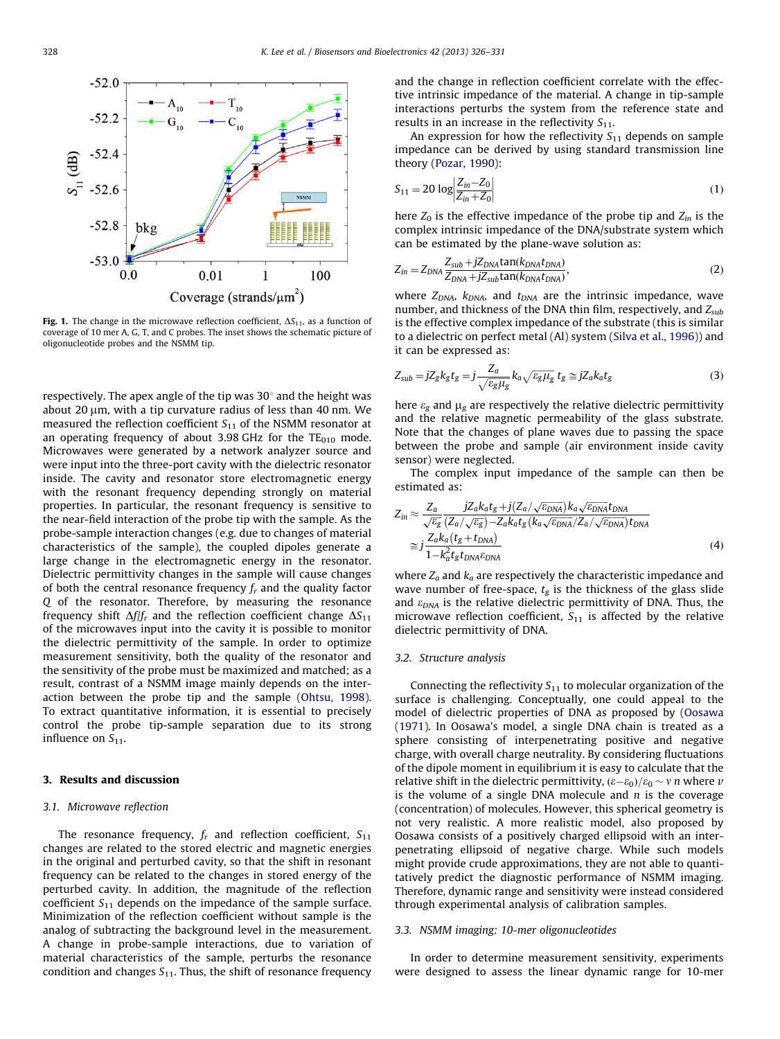**Fig. 1.** The change in the microwave reflection coefficient, $\Delta S_{11}$, as a function of coverage of 10 mer A, G, T, and C probes. The inset shows the schematic picture of oligonucleotide probes and the NSMM tip.

respectively. The apex angle of the tip was 30° and the height was about 20 μm, with a tip curvature radius of less than 40 nm. We measured the reflection coefficient $S_{11}$ of the NSMM resonator at an operating frequency of about 3.98 GHz for the $TE_{010}$ mode. Microwaves were generated by a network analyzer source and were input into the three-port cavity with the dielectric resonator inside. The cavity and resonator store electromagnetic energy with the resonant frequency depending strongly on material properties. In particular, the resonant frequency is sensitive to the near-field interaction of the probe tip with the sample. As the probe-sample interaction changes (e.g. due to changes of material characteristics of the sample), the coupled dipoles generate a large change in the electromagnetic energy in the resonator. Dielectric permittivity changes in the sample will cause changes of both the central resonance frequency $f_r$ and the quality factor $Q$ of the resonator. Therefore, by measuring the resonance frequency shift $\Delta f/f_r$ and the reflection coefficient change $\Delta S_{11}$ of the microwaves input into the cavity it is possible to monitor the dielectric permittivity of the sample. In order to optimize measurement sensitivity, both the quality of the resonator and the sensitivity of the probe must be maximized and matched; as a result, contrast of a NSMM image mainly depends on the interaction between the probe tip and the sample (Ohtsu, 1998). To extract quantitative information, it is essential to precisely control the probe tip-sample separation due to its strong influence on $S_{11}$.

## 3. Results and discussion

### 3.1. Microwave reflection

The resonance frequency, $f_r$ and reflection coefficient, $S_{11}$ changes are related to the stored electric and magnetic energies in the original and perturbed cavity, so that the shift in resonant frequency can be related to the changes in stored energy of the perturbed cavity. In addition, the magnitude of the reflection coefficient $S_{11}$ depends on the impedance of the sample surface. Minimization of the reflection coefficient without sample is the analog of subtracting the background level in the measurement. A change in probe-sample interactions, due to variation of material characteristics of the sample, perturbs the resonance condition and changes $S_{11}$. Thus, the shift of resonance frequency and the change in reflection coefficient correlate with the effective intrinsic impedance of the material. A change in tip-sample interactions perturbs the system from the reference state and results in an increase in the reflectivity $S_{11}$.

An expression for how the reflectivity $S_{11}$ depends on sample impedance can be derived by using standard transmission line theory (Pozar, 1990):

$$S_{11} = 20\log\left|\frac{Z_{in}-Z_0}{Z_{in}+Z_0}\right| \tag{1}$$

here $Z_0$ is the effective impedance of the probe tip and $Z_{in}$ is the complex intrinsic impedance of the DNA/substrate system which can be estimated by the plane-wave solution as:

$$Z_{in} = Z_{DNA}\frac{Z_{sub}+jZ_{DNA}\tan(k_{DNA}t_{DNA})}{Z_{DNA}+jZ_{sub}\tan(k_{DNA}t_{DNA})}, \tag{2}$$

where $Z_{DNA}$, $k_{DNA}$, and $t_{DNA}$ are the intrinsic impedance, wave number, and thickness of the DNA thin film, respectively, and $Z_{sub}$ is the effective complex impedance of the substrate (this is similar to a dielectric on perfect metal (Al) system (Silva et al., 1996)) and it can be expressed as:

$$Z_{sub} = jZ_g k_g t_g = j\frac{Z_a}{\sqrt{\varepsilon_g \mu_g}} k_a \sqrt{\varepsilon_g \mu_g}\, t_g \cong jZ_a k_a t_g \tag{3}$$

here $\varepsilon_g$ and $\mu_g$ are respectively the relative dielectric permittivity and the relative magnetic permeability of the glass substrate. Note that the changes of plane waves due to passing the space between the probe and sample (air environment inside cavity sensor) were neglected.

The complex input impedance of the sample can then be estimated as:

$$\begin{aligned} Z_{in} &\approx \frac{Z_a}{\sqrt{\varepsilon_g}} \frac{jZ_a k_a t_g + j(Z_a/\sqrt{\varepsilon_{DNA}})k_a\sqrt{\varepsilon_{DNA}}t_{DNA}}{(Z_a/\sqrt{\varepsilon_g}) - Z_a k_a t_g (k_a\sqrt{\varepsilon_{DNA}}/Z_a/\sqrt{\varepsilon_{DNA}})t_{DNA}} \\ &\cong j\frac{Z_a k_a (t_g + t_{DNA})}{1 - k_a^2 t_g t_{DNA}\varepsilon_{DNA}} \end{aligned} \tag{4}$$

where $Z_a$ and $k_a$ are respectively the characteristic impedance and wave number of free-space, $t_g$ is the thickness of the glass slide and $\varepsilon_{DNA}$ is the relative dielectric permittivity of DNA. Thus, the microwave reflection coefficient, $S_{11}$ is affected by the relative dielectric permittivity of DNA.

### 3.2. Structure analysis

Connecting the reflectivity $S_{11}$ to molecular organization of the surface is challenging. Conceptually, one could appeal to the model of dielectric properties of DNA as proposed by (Oosawa (1971). In Oosawa's model, a single DNA chain is treated as a sphere consisting of interpenetrating positive and negative charge, with overall charge neutrality. By considering fluctuations of the dipole moment in equilibrium it is easy to calculate that the relative shift in the dielectric permittivity, $(\varepsilon - \varepsilon_0)/\varepsilon_0 \sim v\,n$ where $v$ is the volume of a single DNA molecule and $n$ is the coverage (concentration) of molecules. However, this spherical geometry is not very realistic. A more realistic model, also proposed by Oosawa consists of a positively charged ellipsoid with an interpenetrating ellipsoid of negative charge. While such models might provide crude approximations, they are not able to quantitatively predict the diagnostic performance of NSMM imaging. Therefore, dynamic range and sensitivity were instead considered through experimental analysis of calibration samples.

### 3.3. NSMM imaging: 10-mer oligonucleotides

In order to determine measurement sensitivity, experiments were designed to assess the linear dynamic range for 10-mer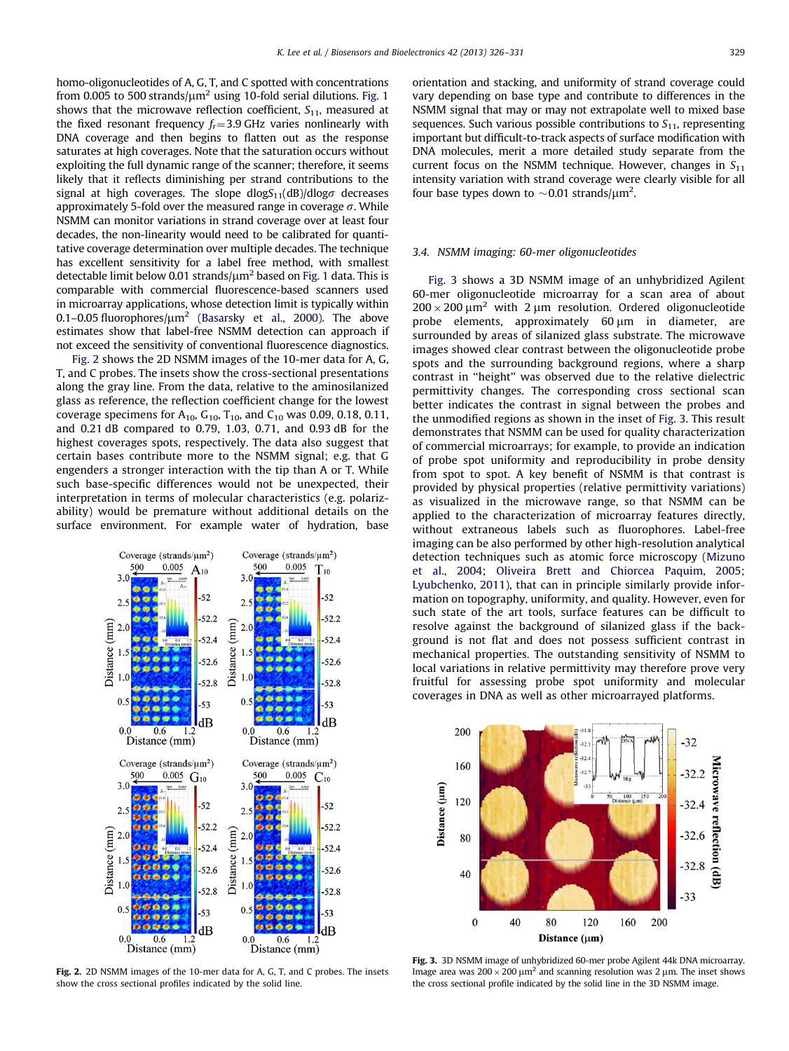homo-oligonucleotides of A, G, T, and C spotted with concentrations from 0.005 to 500 strands/μm$^2$ using 10-fold serial dilutions. Fig. 1 shows that the microwave reflection coefficient, $S_{11}$, measured at the fixed resonant frequency $f_r$=3.9 GHz varies nonlinearly with DNA coverage and then begins to flatten out as the response saturates at high coverages. Note that the saturation occurs without exploiting the full dynamic range of the scanner; therefore, it seems likely that it reflects diminishing per strand contributions to the signal at high coverages. The slope $d\log S_{11}(\mathrm{dB})/d\log\sigma$ decreases approximately 5-fold over the measured range in coverage $\sigma$. While NSMM can monitor variations in strand coverage over at least four decades, the non-linearity would need to be calibrated for quantitative coverage determination over multiple decades. The technique has excellent sensitivity for a label free method, with smallest detectable limit below 0.01 strands/μm$^2$ based on Fig. 1 data. This is comparable with commercial fluorescence-based scanners used in microarray applications, whose detection limit is typically within 0.1–0.05 fluorophores/μm$^2$ (Basarsky et al., 2000). The above estimates show that label-free NSMM detection can approach if not exceed the sensitivity of conventional fluorescence diagnostics.

Fig. 2 shows the 2D NSMM images of the 10-mer data for A, G, T, and C probes. The insets show the cross-sectional presentations along the gray line. From the data, relative to the aminosilanized glass as reference, the reflection coefficient change for the lowest coverage specimens for $A_{10}$, $G_{10}$, $T_{10}$, and $C_{10}$ was 0.09, 0.18, 0.11, and 0.21 dB compared to 0.79, 1.03, 0.71, and 0.93 dB for the highest coverages spots, respectively. The data also suggest that certain bases contribute more to the NSMM signal; e.g. that G engenders a stronger interaction with the tip than A or T. While such base-specific differences would not be unexpected, their interpretation in terms of molecular characteristics (e.g. polarizability) would be premature without additional details on the surface environment. For example water of hydration, base orientation and stacking, and uniformity of strand coverage could vary depending on base type and contribute to differences in the NSMM signal that may or may not extrapolate well to mixed base sequences. Such various possible contributions to $S_{11}$, representing important but difficult-to-track aspects of surface modification with DNA molecules, merit a more detailed study separate from the current focus on the NSMM technique. However, changes in $S_{11}$ intensity variation with strand coverage were clearly visible for all four base types down to ~0.01 strands/μm$^2$.

**Fig. 2.** 2D NSMM images of the 10-mer data for A, G, T, and C probes. The insets show the cross sectional profiles indicated by the solid line.

### 3.4. NSMM imaging: 60-mer oligonucleotides

Fig. 3 shows a 3D NSMM image of an unhybridized Agilent 60-mer oligonucleotide microarray for a scan area of about 200 × 200 μm$^2$ with 2 μm resolution. Ordered oligonucleotide probe elements, approximately 60 μm in diameter, are surrounded by areas of silanized glass substrate. The microwave images showed clear contrast between the oligonucleotide probe spots and the surrounding background regions, where a sharp contrast in "height" was observed due to the relative dielectric permittivity changes. The corresponding cross sectional scan better indicates the contrast in signal between the probes and the unmodified regions as shown in the inset of Fig. 3. This result demonstrates that NSMM can be used for quality characterization of commercial microarrays; for example, to provide an indication of probe spot uniformity and reproducibility in probe density from spot to spot. A key benefit of NSMM is that contrast is provided by physical properties (relative permittivity variations) as visualized in the microwave range, so that NSMM can be applied to the characterization of microarray features directly, without extraneous labels such as fluorophores. Label-free imaging can be also performed by other high-resolution analytical detection techniques such as atomic force microscopy (Mizuno et al., 2004; Oliveira Brett and Chiorcea Paquim, 2005; Lyubchenko, 2011), that can in principle similarly provide information on topography, uniformity, and quality. However, even for such state of the art tools, surface features can be difficult to resolve against the background of silanized glass if the background is not flat and does not possess sufficient contrast in mechanical properties. The outstanding sensitivity of NSMM to local variations in relative permittivity may therefore prove very fruitful for assessing probe spot uniformity and molecular coverages in DNA as well as other microarrayed platforms.

**Fig. 3.** 3D NSMM image of unhybridized 60-mer probe Agilent 44k DNA microarray. Image area was 200 × 200 μm$^2$ and scanning resolution was 2 μm. The inset shows the cross sectional profile indicated by the solid line in the 3D NSMM image.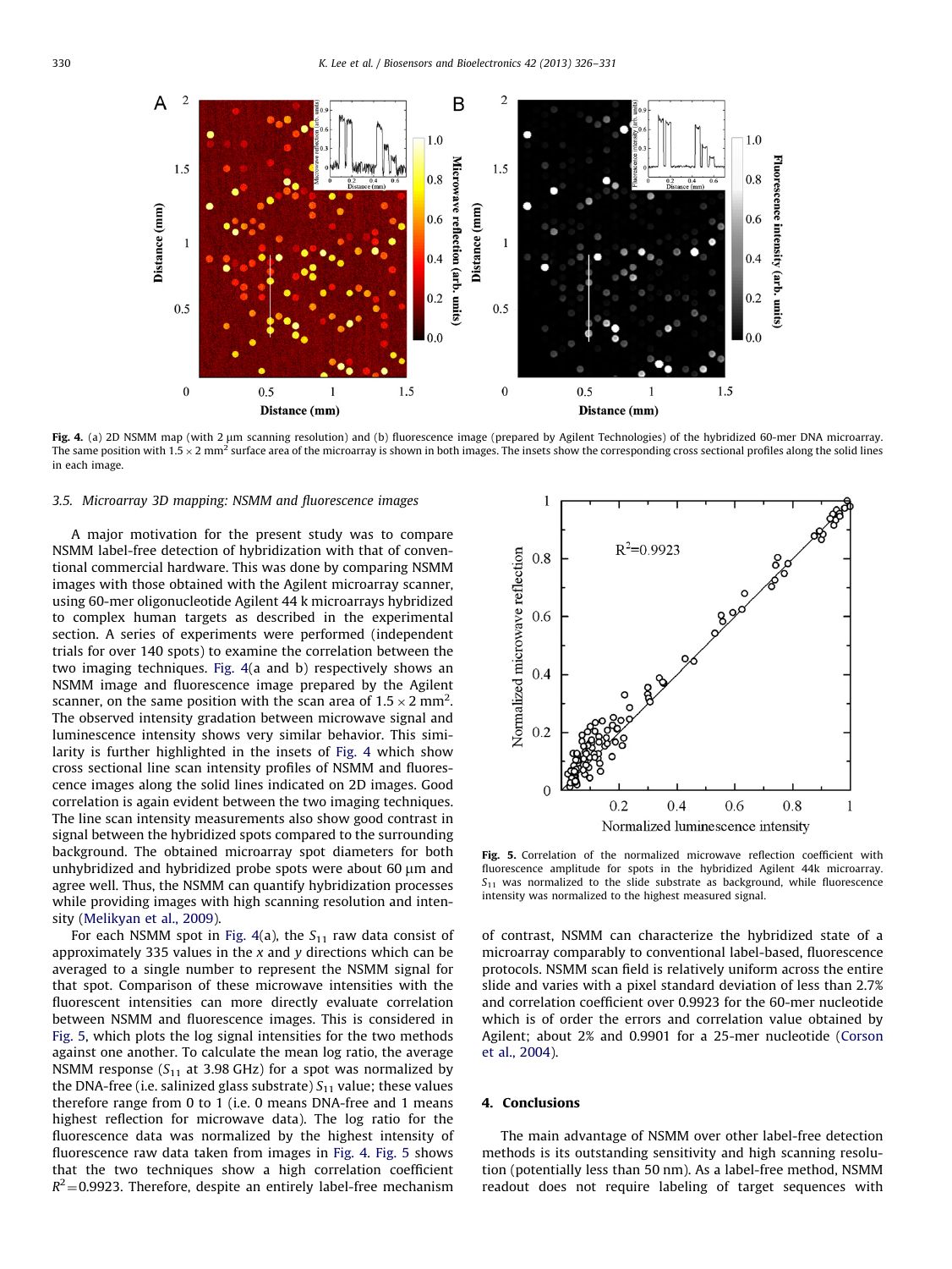Fig. 4. (a) 2D NSMM map (with 2 μm scanning resolution) and (b) fluorescence image (prepared by Agilent Technologies) of the hybridized 60-mer DNA microarray. The same position with 1.5 × 2 mm$^2$ surface area of the microarray is shown in both images. The insets show the corresponding cross sectional profiles along the solid lines in each image.

### 3.5. Microarray 3D mapping: NSMM and fluorescence images

A major motivation for the present study was to compare NSMM label-free detection of hybridization with that of conventional commercial hardware. This was done by comparing NSMM images with those obtained with the Agilent microarray scanner, using 60-mer oligonucleotide Agilent 44 k microarrays hybridized to complex human targets as described in the experimental section. A series of experiments were performed (independent trials for over 140 spots) to examine the correlation between the two imaging techniques. Fig. 4(a and b) respectively shows an NSMM image and fluorescence image prepared by the Agilent scanner, on the same position with the scan area of 1.5 × 2 mm$^2$. The observed intensity gradation between microwave signal and luminescence intensity shows very similar behavior. This similarity is further highlighted in the insets of Fig. 4 which show cross sectional line scan intensity profiles of NSMM and fluorescence images along the solid lines indicated on 2D images. Good correlation is again evident between the two imaging techniques. The line scan intensity measurements also show good contrast in signal between the hybridized spots compared to the surrounding background. The obtained microarray spot diameters for both unhybridized and hybridized probe spots were about 60 μm and agree well. Thus, the NSMM can quantify hybridization processes while providing images with high scanning resolution and intensity (Melikyan et al., 2009).

For each NSMM spot in Fig. 4(a), the $S_{11}$ raw data consist of approximately 335 values in the $x$ and $y$ directions which can be averaged to a single number to represent the NSMM signal for that spot. Comparison of these microwave intensities with the fluorescent intensities can more directly evaluate correlation between NSMM and fluorescence images. This is considered in Fig. 5, which plots the log signal intensities for the two methods against one another. To calculate the mean log ratio, the average NSMM response ($S_{11}$ at 3.98 GHz) for a spot was normalized by the DNA-free (i.e. salinized glass substrate) $S_{11}$ value; these values therefore range from 0 to 1 (i.e. 0 means DNA-free and 1 means highest reflection for microwave data). The log ratio for the fluorescence data was normalized by the highest intensity of fluorescence raw data taken from images in Fig. 4. Fig. 5 shows that the two techniques show a high correlation coefficient $R^2 = 0.9923$. Therefore, despite an entirely label-free mechanism of contrast, NSMM can characterize the hybridized state of a microarray comparably to conventional label-based, fluorescence protocols. NSMM scan field is relatively uniform across the entire slide and varies with a pixel standard deviation of less than 2.7% and correlation coefficient over 0.9923 for the 60-mer nucleotide which is of order the errors and correlation value obtained by Agilent; about 2% and 0.9901 for a 25-mer nucleotide (Corson et al., 2004).

Fig. 5. Correlation of the normalized microwave reflection coefficient with fluorescence amplitude for spots in the hybridized Agilent 44k microarray. $S_{11}$ was normalized to the slide substrate as background, while fluorescence intensity was normalized to the highest measured signal.

## 4. Conclusions

The main advantage of NSMM over other label-free detection methods is its outstanding sensitivity and high scanning resolution (potentially less than 50 nm). As a label-free method, NSMM readout does not require labeling of target sequences with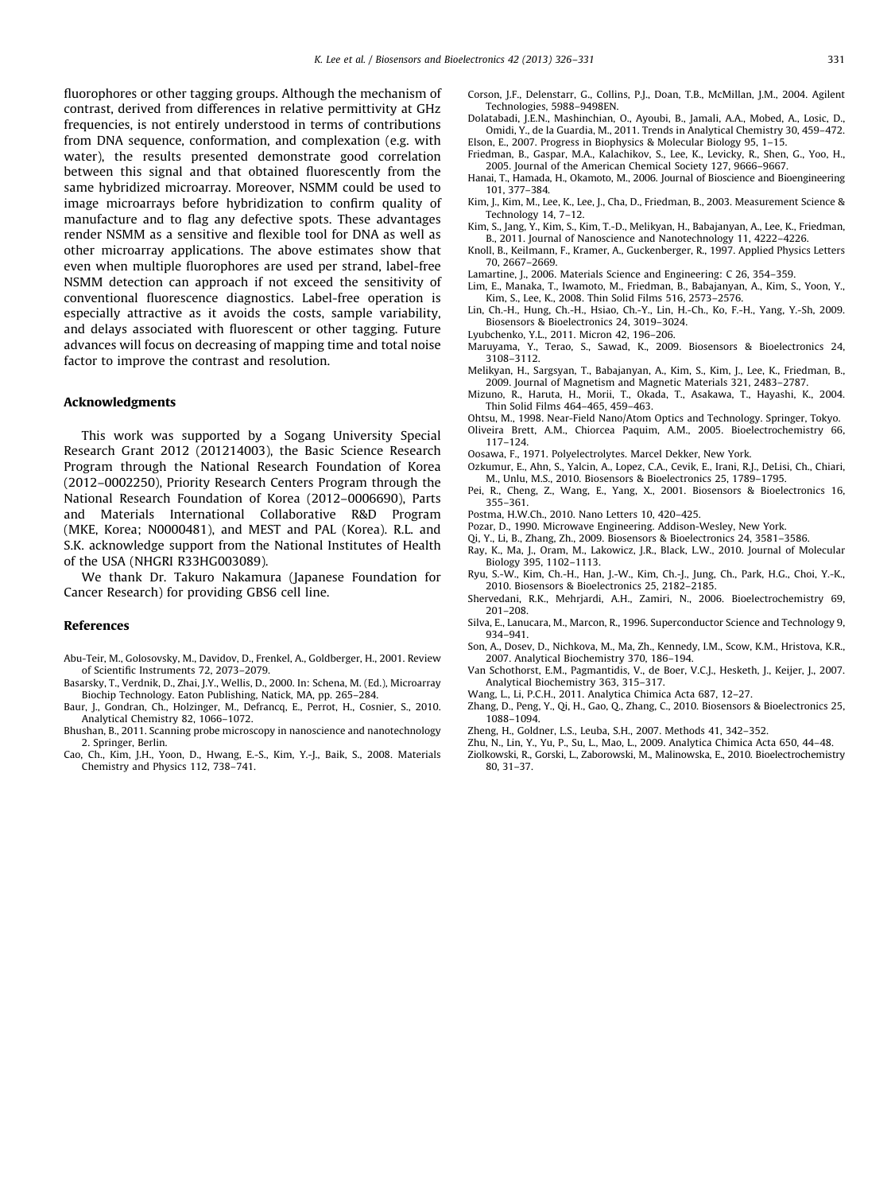fluorophores or other tagging groups. Although the mechanism of contrast, derived from differences in relative permittivity at GHz frequencies, is not entirely understood in terms of contributions from DNA sequence, conformation, and complexation (e.g. with water), the results presented demonstrate good correlation between this signal and that obtained fluorescently from the same hybridized microarray. Moreover, NSMM could be used to image microarrays before hybridization to confirm quality of manufacture and to flag any defective spots. These advantages render NSMM as a sensitive and flexible tool for DNA as well as other microarray applications. The above estimates show that even when multiple fluorophores are used per strand, label-free NSMM detection can approach if not exceed the sensitivity of conventional fluorescence diagnostics. Label-free operation is especially attractive as it avoids the costs, sample variability, and delays associated with fluorescent or other tagging. Future advances will focus on decreasing of mapping time and total noise factor to improve the contrast and resolution.

## Acknowledgments

This work was supported by a Sogang University Special Research Grant 2012 (201214003), the Basic Science Research Program through the National Research Foundation of Korea (2012–0002250), Priority Research Centers Program through the National Research Foundation of Korea (2012–0006690), Parts and Materials International Collaborative R&D Program (MKE, Korea; N0000481), and MEST and PAL (Korea). R.L. and S.K. acknowledge support from the National Institutes of Health of the USA (NHGRI R33HG003089).

We thank Dr. Takuro Nakamura (Japanese Foundation for Cancer Research) for providing GBS6 cell line.

## References

Abu-Teir, M., Golosovsky, M., Davidov, D., Frenkel, A., Goldberger, H., 2001. Review of Scientific Instruments 72, 2073–2079.

Basarsky, T., Verdnik, D., Zhai, J.Y., Wellis, D., 2000. In: Schena, M. (Ed.), Microarray Biochip Technology. Eaton Publishing, Natick, MA, pp. 265–284.

Baur, J., Gondran, Ch., Holzinger, M., Defrancq, E., Perrot, H., Cosnier, S., 2010. Analytical Chemistry 82, 1066–1072.

Bhushan, B., 2011. Scanning probe microscopy in nanoscience and nanotechnology 2. Springer, Berlin.

Cao, Ch., Kim, J.H., Yoon, D., Hwang, E.-S., Kim, Y.-J., Baik, S., 2008. Materials Chemistry and Physics 112, 738–741.

Corson, J.F., Delenstarr, G., Collins, P.J., Doan, T.B., McMillan, J.M., 2004. Agilent Technologies, 5988–9498EN.

Dolatabadi, J.E.N., Mashinchian, O., Ayoubi, B., Jamali, A.A., Mobed, A., Losic, D., Omidi, Y., de la Guardia, M., 2011. Trends in Analytical Chemistry 30, 459–472.

Elson, E., 2007. Progress in Biophysics & Molecular Biology 95, 1–15.

Friedman, B., Gaspar, M.A., Kalachikov, S., Lee, K., Levicky, R., Shen, G., Yoo, H., 2005. Journal of the American Chemical Society 127, 9666–9667.

Hanai, T., Hamada, H., Okamoto, M., 2006. Journal of Bioscience and Bioengineering 101, 377–384.

Kim, J., Kim, M., Lee, K., Lee, J., Cha, D., Friedman, B., 2003. Measurement Science & Technology 14, 7–12.

Kim, S., Jang, Y., Kim, S., Kim, T.-D., Melikyan, H., Babajanyan, A., Lee, K., Friedman, B., 2011. Journal of Nanoscience and Nanotechnology 11, 4222–4226.

Knoll, B., Keilmann, F., Kramer, A., Guckenberger, R., 1997. Applied Physics Letters 70, 2667–2669.

Lamartine, J., 2006. Materials Science and Engineering: C 26, 354–359.

Lim, E., Manaka, T., Iwamoto, M., Friedman, B., Babajanyan, A., Kim, S., Yoon, Y., Kim, S., Lee, K., 2008. Thin Solid Films 516, 2573–2576.

Lin, Ch.-H., Hung, Ch.-H., Hsiao, Ch.-Y., Lin, H.-Ch., Ko, F.-H., Yang, Y.-Sh, 2009. Biosensors & Bioelectronics 24, 3019–3024.

Lyubchenko, Y.L., 2011. Micron 42, 196–206.

Maruyama, Y., Terao, S., Sawad, K., 2009. Biosensors & Bioelectronics 24, 3108–3112.

Melikyan, H., Sargsyan, T., Babajanyan, A., Kim, S., Kim, J., Lee, K., Friedman, B., 2009. Journal of Magnetism and Magnetic Materials 321, 2483–2787.

Mizuno, R., Haruta, H., Morii, T., Okada, T., Asakawa, T., Hayashi, K., 2004. Thin Solid Films 464–465, 459–463.

Ohtsu, M., 1998. Near-Field Nano/Atom Optics and Technology. Springer, Tokyo.

Oliveira Brett, A.M., Chiorcea Paquim, A.M., 2005. Bioelectrochemistry 66, 117–124.

Oosawa, F., 1971. Polyelectrolytes. Marcel Dekker, New York.

Ozkumur, E., Ahn, S., Yalcin, A., Lopez, C.A., Cevik, E., Irani, R.J., DeLisi, Ch., Chiari, M., Unlu, M.S., 2010. Biosensors & Bioelectronics 25, 1789–1795.

Pei, R., Cheng, Z., Wang, E., Yang, X., 2001. Biosensors & Bioelectronics 16, 355–361.

Postma, H.W.Ch., 2010. Nano Letters 10, 420–425.

Pozar, D., 1990. Microwave Engineering. Addison-Wesley, New York.

Qi, Y., Li, B., Zhang, Zh., 2009. Biosensors & Bioelectronics 24, 3581–3586.

Ray, K., Ma, J., Oram, M., Lakowicz, J.R., Black, L.W., 2010. Journal of Molecular Biology 395, 1102–1113.

Ryu, S.-W., Kim, Ch.-H., Han, J.-W., Kim, Ch.-J., Jung, Ch., Park, H.G., Choi, Y.-K., 2010. Biosensors & Bioelectronics 25, 2182–2185.

Shervedani, R.K., Mehrjardi, A.H., Zamiri, N., 2006. Bioelectrochemistry 69, 201–208.

Silva, E., Lanucara, M., Marcon, R., 1996. Superconductor Science and Technology 9, 934–941.

Son, A., Dosev, D., Nichkova, M., Ma, Zh., Kennedy, I.M., Scow, K.M., Hristova, K.R., 2007. Analytical Biochemistry 370, 186–194.

Van Schothorst, E.M., Pagmantidis, V., de Boer, V.C.J., Hesketh, J., Keijer, J., 2007. Analytical Biochemistry 363, 315–317.

Wang, L., Li, P.C.H., 2011. Analytica Chimica Acta 687, 12–27.

Zhang, D., Peng, Y., Qi, H., Gao, Q., Zhang, C., 2010. Biosensors & Bioelectronics 25, 1088–1094.

Zheng, H., Goldner, L.S., Leuba, S.H., 2007. Methods 41, 342–352.

Zhu, N., Lin, Y., Yu, P., Su, L., Mao, L., 2009. Analytica Chimica Acta 650, 44–48.

Ziolkowski, R., Gorski, L., Zaborowski, M., Malinowska, E., 2010. Bioelectrochemistry 80, 31–37.